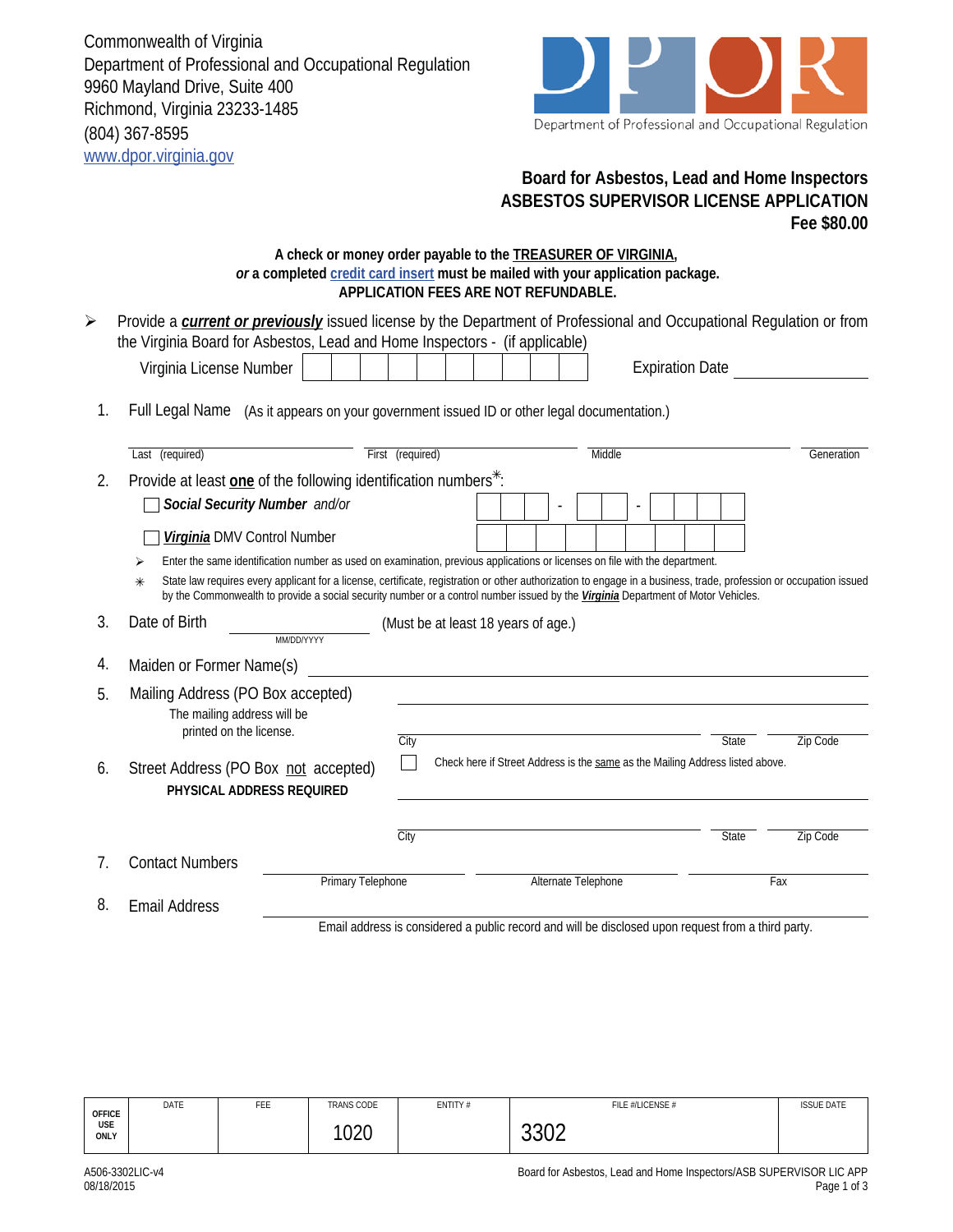Commonwealth of Virginia
Department of Professional and Occupational Regulation
9960 Mayland Drive, Suite 400
Richmond, Virginia 23233-1485
(804) 367-8595
www.dpor.virginia.gov

Department of Professional and Occupational Regulation

## Board for Asbestos, Lead and Home Inspectors
## ASBESTOS SUPERVISOR LICENSE APPLICATION
**Fee $80.00**

**A check or money order payable to the TREASURER OF VIRGINIA,**
***or* a completed credit card insert must be mailed with your application package.**
**APPLICATION FEES ARE NOT REFUNDABLE.**

➢ Provide a ***current or previously*** issued license by the Department of Professional and Occupational Regulation or from the Virginia Board for Asbestos, Lead and Home Inspectors - (if applicable)

Virginia License Number ____________ Expiration Date ____________

1. Full Legal Name (As it appears on your government issued ID or other legal documentation.)

   Last (required) ____________ First (required) ____________ Middle ____________ Generation ____________

2. Provide at least **one** of the following identification numbers*:

   ☐ ***Social Security Number*** *and/or* ___ ___ ___ - ___ ___ - ___ ___ ___ ___

   ☐ ***Virginia*** DMV Control Number ____________

   ➢ Enter the same identification number as used on examination, previous applications or licenses on file with the department.

   * State law requires every applicant for a license, certificate, registration or other authorization to engage in a business, trade, profession or occupation issued by the Commonwealth to provide a social security number or a control number issued by the ***Virginia*** Department of Motor Vehicles.

3. Date of Birth ____________ (MM/DD/YYYY) (Must be at least 18 years of age.)

4. Maiden or Former Name(s) ____________

5. Mailing Address (PO Box accepted)
   The mailing address will be printed on the license.

   ____________
   City ____________ State ____________ Zip Code ____________

6. Street Address (PO Box not accepted)
   **PHYSICAL ADDRESS REQUIRED**

   ☐ Check here if Street Address is the same as the Mailing Address listed above.

   ____________
   City ____________ State ____________ Zip Code ____________

7. Contact Numbers
   Primary Telephone ____________ Alternate Telephone ____________ Fax ____________

8. Email Address ____________
   Email address is considered a public record and will be disclosed upon request from a third party.

| OFFICE USE ONLY | DATE | FEE | TRANS CODE | ENTITY # | FILE #/LICENSE # | ISSUE DATE |
|---|---|---|---|---|---|---|
| | | | 1020 | | 3302 | |

A506-3302LIC-v4
08/18/2015

Board for Asbestos, Lead and Home Inspectors/ASB SUPERVISOR LIC APP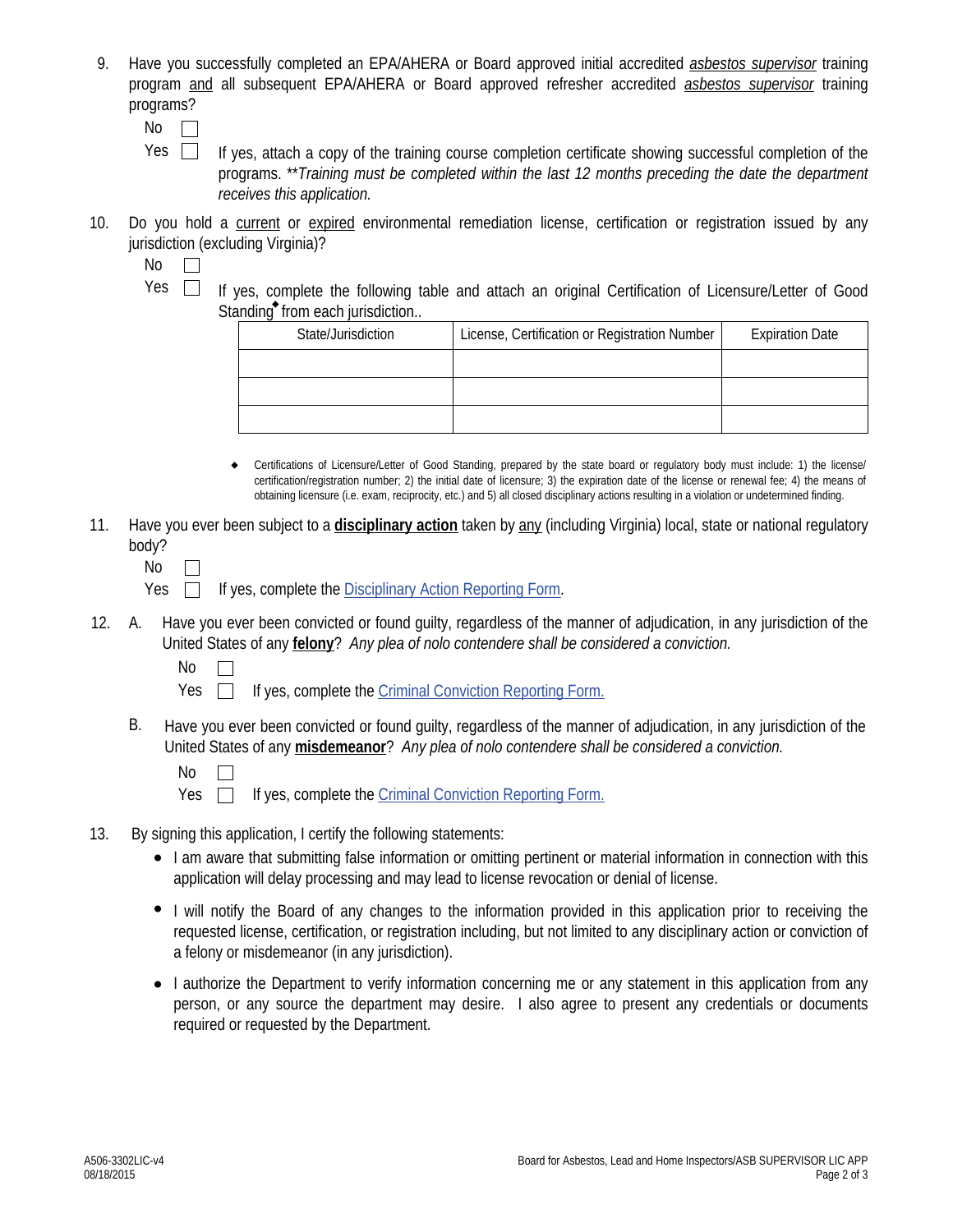9. Have you successfully completed an EPA/AHERA or Board approved initial accredited _asbestos supervisor_ training program and all subsequent EPA/AHERA or Board approved refresher accredited _asbestos supervisor_ training programs?

   No ☐

   Yes ☐ If yes, attach a copy of the training course completion certificate showing successful completion of the programs. ***Training must be completed within the last 12 months preceding the date the department receives this application.*

10. Do you hold a current or expired environmental remediation license, certification or registration issued by any jurisdiction (excluding Virginia)?

    No ☐

    Yes ☐ If yes, complete the following table and attach an original Certification of Licensure/Letter of Good Standing◆ from each jurisdiction..

| State/Jurisdiction | License, Certification or Registration Number | Expiration Date |
|---|---|---|
| | | |
| | | |
| | | |

◆ Certifications of Licensure/Letter of Good Standing, prepared by the state board or regulatory body must include: 1) the license/ certification/registration number; 2) the initial date of licensure; 3) the expiration date of the license or renewal fee; 4) the means of obtaining licensure (i.e. exam, reciprocity, etc.) and 5) all closed disciplinary actions resulting in a violation or undetermined finding.

11. Have you ever been subject to a **disciplinary action** taken by any (including Virginia) local, state or national regulatory body?

    No ☐

    Yes ☐ If yes, complete the Disciplinary Action Reporting Form.

12. A. Have you ever been convicted or found guilty, regardless of the manner of adjudication, in any jurisdiction of the United States of any **felony**? *Any plea of nolo contendere shall be considered a conviction.*

    No ☐

    Yes ☐ If yes, complete the Criminal Conviction Reporting Form.

    B. Have you ever been convicted or found guilty, regardless of the manner of adjudication, in any jurisdiction of the United States of any **misdemeanor**? *Any plea of nolo contendere shall be considered a conviction.*

    No ☐

    Yes ☐ If yes, complete the Criminal Conviction Reporting Form.

13. By signing this application, I certify the following statements:

    - I am aware that submitting false information or omitting pertinent or material information in connection with this application will delay processing and may lead to license revocation or denial of license.
    - I will notify the Board of any changes to the information provided in this application prior to receiving the requested license, certification, or registration including, but not limited to any disciplinary action or conviction of a felony or misdemeanor (in any jurisdiction).
    - I authorize the Department to verify information concerning me or any statement in this application from any person, or any source the department may desire. I also agree to present any credentials or documents required or requested by the Department.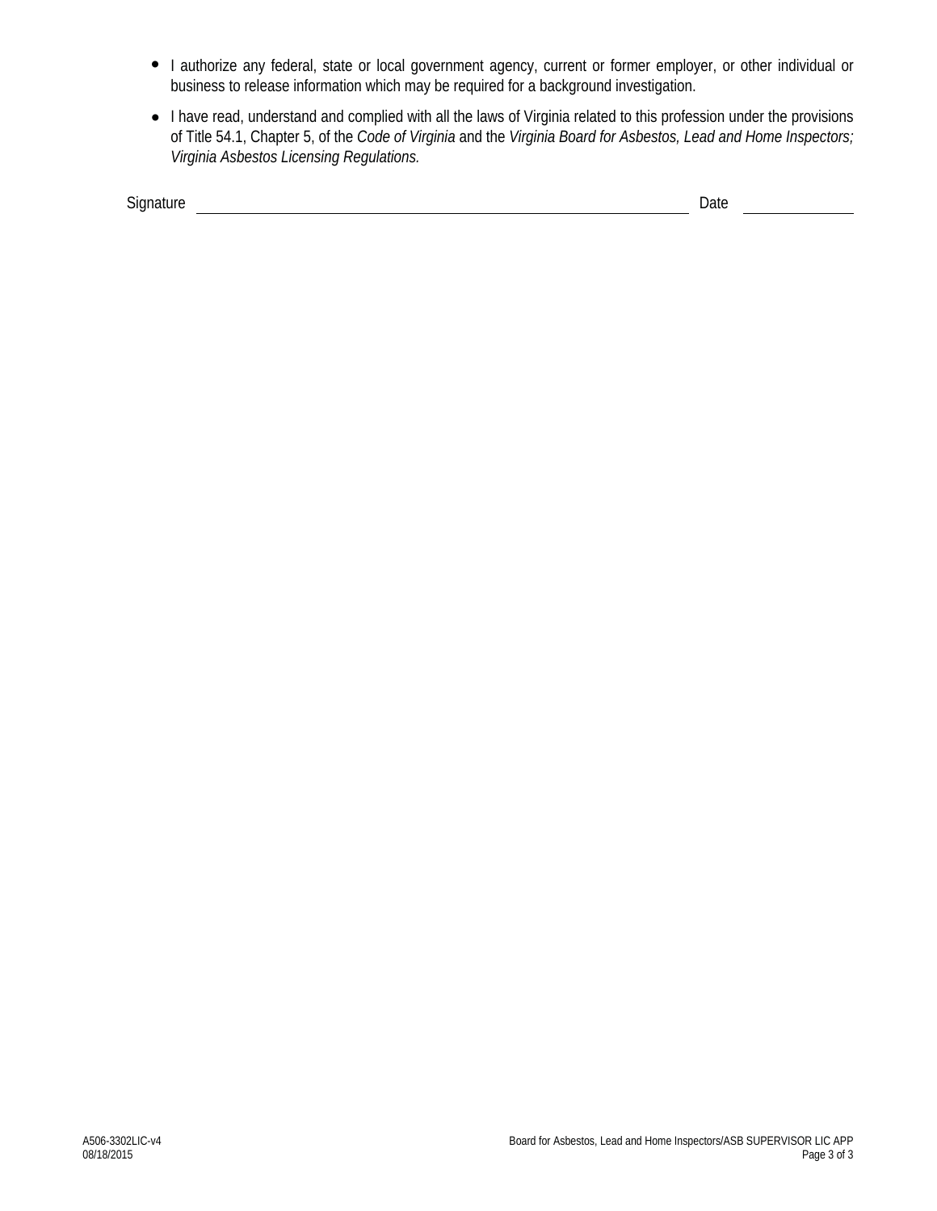- I authorize any federal, state or local government agency, current or former employer, or other individual or business to release information which may be required for a background investigation.
- I have read, understand and complied with all the laws of Virginia related to this profession under the provisions of Title 54.1, Chapter 5, of the *Code of Virginia* and the *Virginia Board for Asbestos, Lead and Home Inspectors; Virginia Asbestos Licensing Regulations.*

Signature ______________________________________________ Date ______________